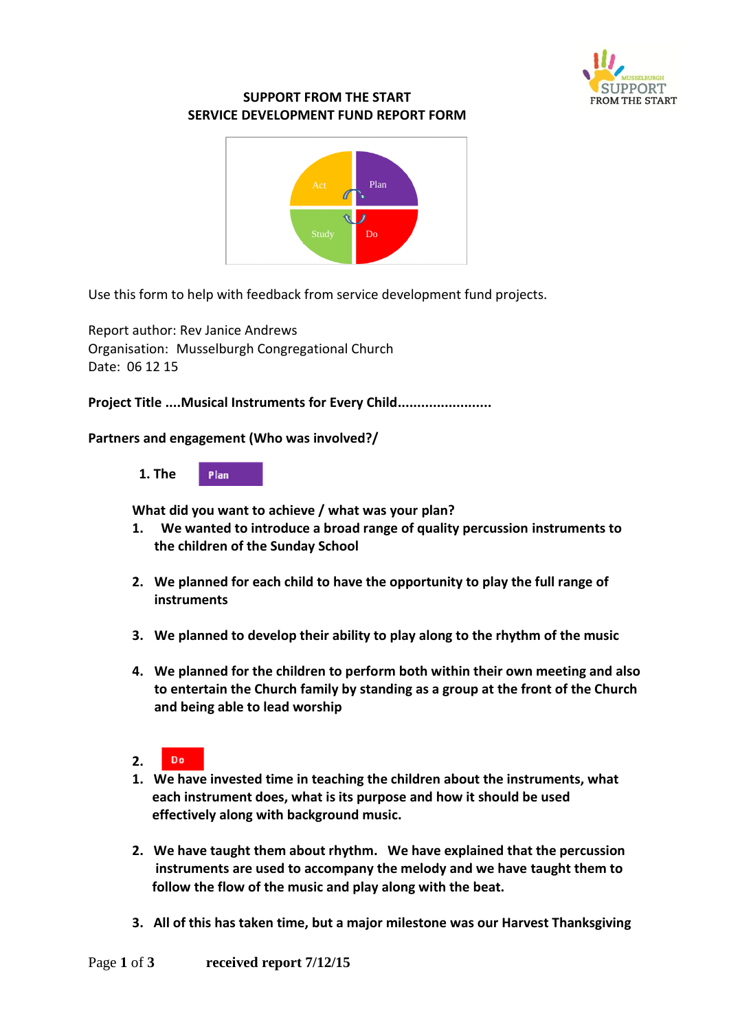# SUPPORT FROM THE START
## SERVICE DEVELOPMENT FUND REPORT FORM

Act | Plan | Study | Do

Use this form to help with feedback from service development fund projects.

Report author: Rev Janice Andrews
Organisation: Musselburgh Congregational Church
Date: 06 12 15

**Project Title ....Musical Instruments for Every Child........................**

**Partners and engagement (Who was involved?/**

**1. The Plan**

**What did you want to achieve / what was your plan?**

1. **We wanted to introduce a broad range of quality percussion instruments to the children of the Sunday School**

2. **We planned for each child to have the opportunity to play the full range of instruments**

3. **We planned to develop their ability to play along to the rhythm of the music**

4. **We planned for the children to perform both within their own meeting and also to entertain the Church family by standing as a group at the front of the Church and being able to lead worship**

**2. Do**

1. **We have invested time in teaching the children about the instruments, what each instrument does, what is its purpose and how it should be used effectively along with background music.**

2. **We have taught them about rhythm. We have explained that the percussion instruments are used to accompany the melody and we have taught them to follow the flow of the music and play along with the beat.**

3. **All of this has taken time, but a major milestone was our Harvest Thanksgiving**

**received report 7/12/15**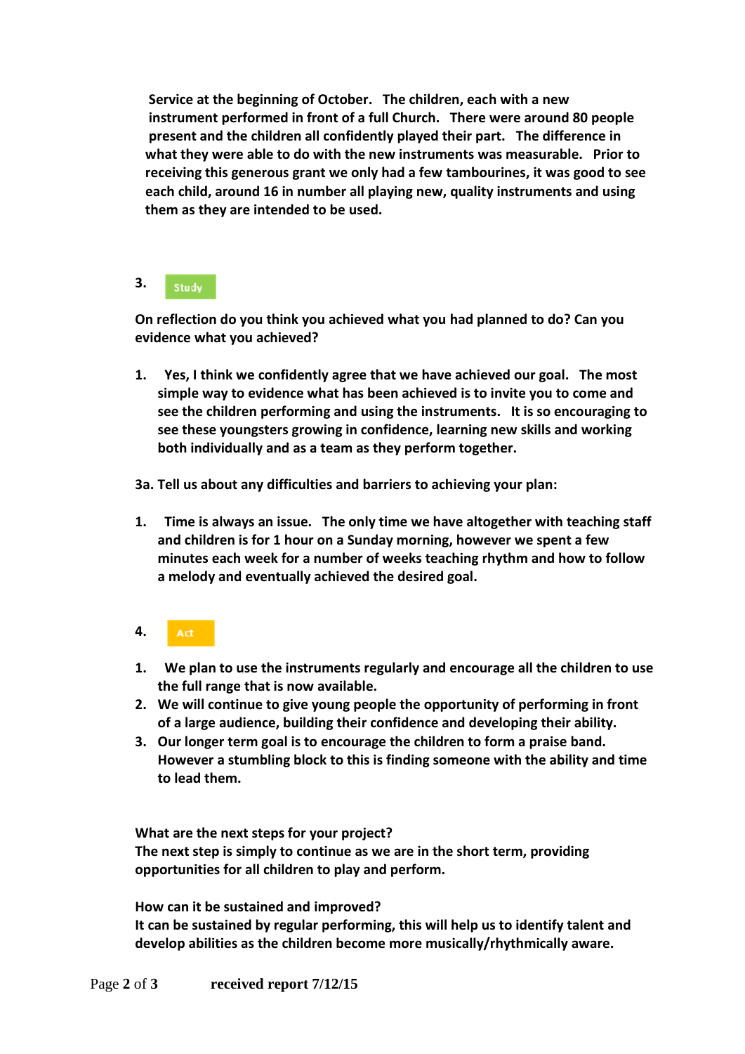**Service at the beginning of October. The children, each with a new instrument performed in front of a full Church. There were around 80 people present and the children all confidently played their part. The difference in what they were able to do with the new instruments was measurable. Prior to receiving this generous grant we only had a few tambourines, it was good to see each child, around 16 in number all playing new, quality instruments and using them as they are intended to be used.**

**3.** Study

**On reflection do you think you achieved what you had planned to do? Can you evidence what you achieved?**

1. **Yes, I think we confidently agree that we have achieved our goal. The most simple way to evidence what has been achieved is to invite you to come and see the children performing and using the instruments. It is so encouraging to see these youngsters growing in confidence, learning new skills and working both individually and as a team as they perform together.**

**3a. Tell us about any difficulties and barriers to achieving your plan:**

1. **Time is always an issue. The only time we have altogether with teaching staff and children is for 1 hour on a Sunday morning, however we spent a few minutes each week for a number of weeks teaching rhythm and how to follow a melody and eventually achieved the desired goal.**

**4.** Act

1. **We plan to use the instruments regularly and encourage all the children to use the full range that is now available.**
2. **We will continue to give young people the opportunity of performing in front of a large audience, building their confidence and developing their ability.**
3. **Our longer term goal is to encourage the children to form a praise band. However a stumbling block to this is finding someone with the ability and time to lead them.**

**What are the next steps for your project?**
**The next step is simply to continue as we are in the short term, providing opportunities for all children to play and perform.**

**How can it be sustained and improved?**
**It can be sustained by regular performing, this will help us to identify talent and develop abilities as the children become more musically/rhythmically aware.**

**received report 7/12/15**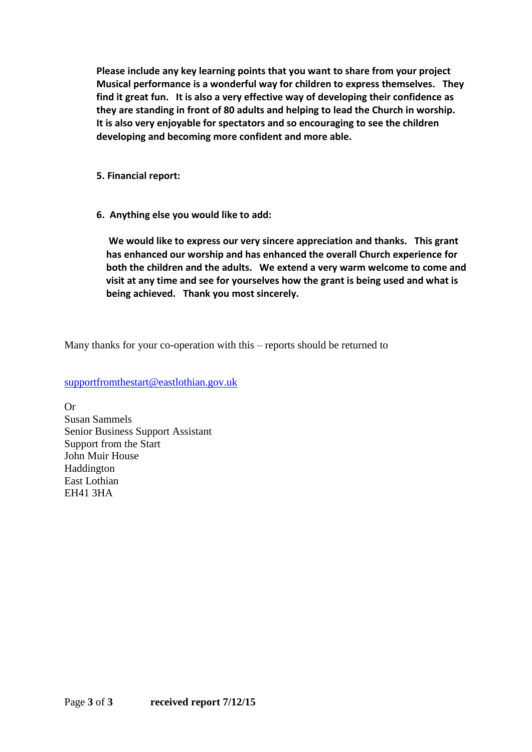**Please include any key learning points that you want to share from your project**
**Musical performance is a wonderful way for children to express themselves. They find it great fun. It is also a very effective way of developing their confidence as they are standing in front of 80 adults and helping to lead the Church in worship. It is also very enjoyable for spectators and so encouraging to see the children developing and becoming more confident and more able.**

**5. Financial report:**

**6. Anything else you would like to add:**

**We would like to express our very sincere appreciation and thanks. This grant has enhanced our worship and has enhanced the overall Church experience for both the children and the adults. We extend a very warm welcome to come and visit at any time and see for yourselves how the grant is being used and what is being achieved. Thank you most sincerely.**

Many thanks for your co-operation with this – reports should be returned to

supportfromthestart@eastlothian.gov.uk

Or
Susan Sammels
Senior Business Support Assistant
Support from the Start
John Muir House
Haddington
East Lothian
EH41 3HA

**received report 7/12/15**